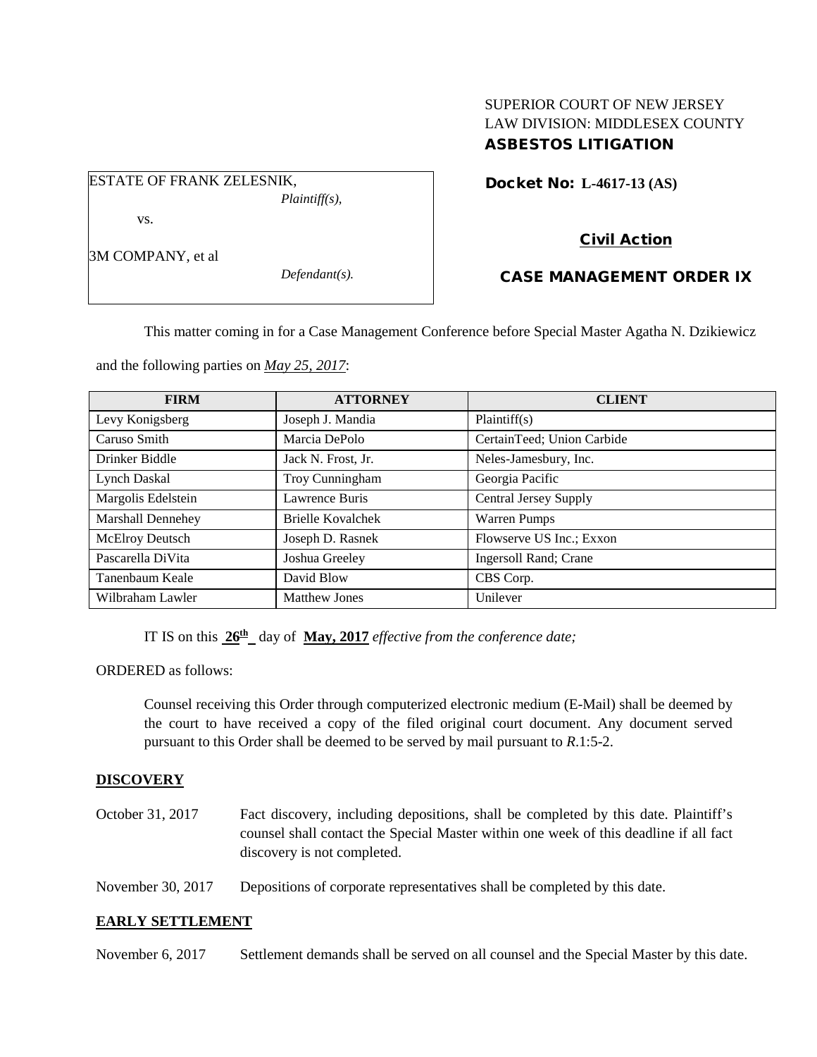SUPERIOR COURT OF NEW JERSEY
LAW DIVISION: MIDDLESEX COUNTY
**ASBESTOS LITIGATION**

ESTATE OF FRANK ZELESNIK,
*Plaintiff(s),*

vs.

3M COMPANY, et al
*Defendant(s).*

**Docket No: L-4617-13 (AS)**

**Civil Action**

**CASE MANAGEMENT ORDER IX**

This matter coming in for a Case Management Conference before Special Master Agatha N. Dzikiewicz and the following parties on ***May 25, 2017***:

| FIRM | ATTORNEY | CLIENT |
|---|---|---|
| Levy Konigsberg | Joseph J. Mandia | Plaintiff(s) |
| Caruso Smith | Marcia DePolo | CertainTeed; Union Carbide |
| Drinker Biddle | Jack N. Frost, Jr. | Neles-Jamesbury, Inc. |
| Lynch Daskal | Troy Cunningham | Georgia Pacific |
| Margolis Edelstein | Lawrence Buris | Central Jersey Supply |
| Marshall Dennehey | Brielle Kovalchek | Warren Pumps |
| McElroy Deutsch | Joseph D. Rasnek | Flowserve US Inc.; Exxon |
| Pascarella DiVita | Joshua Greeley | Ingersoll Rand; Crane |
| Tanenbaum Keale | David Blow | CBS Corp. |
| Wilbraham Lawler | Matthew Jones | Unilever |

IT IS on this **26th** day of **May, 2017** *effective from the conference date;*

ORDERED as follows:

Counsel receiving this Order through computerized electronic medium (E-Mail) shall be deemed by the court to have received a copy of the filed original court document. Any document served pursuant to this Order shall be deemed to be served by mail pursuant to *R*.1:5-2.

**DISCOVERY**

October 31, 2017 Fact discovery, including depositions, shall be completed by this date. Plaintiff's counsel shall contact the Special Master within one week of this deadline if all fact discovery is not completed.

November 30, 2017 Depositions of corporate representatives shall be completed by this date.

**EARLY SETTLEMENT**

November 6, 2017 Settlement demands shall be served on all counsel and the Special Master by this date.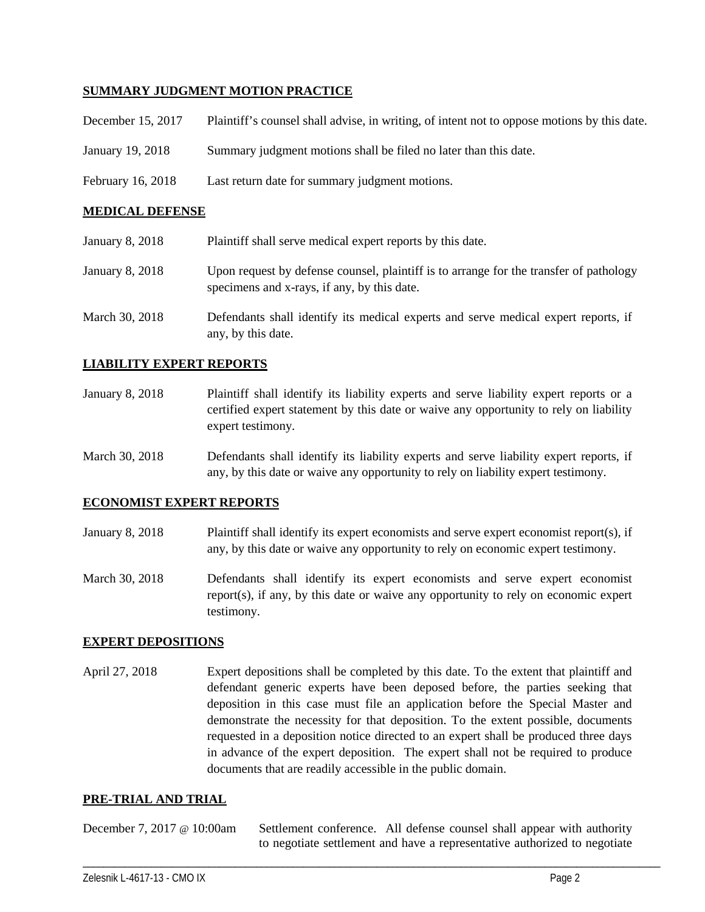**SUMMARY JUDGMENT MOTION PRACTICE**

| | |
|---|---|
| December 15, 2017 | Plaintiff's counsel shall advise, in writing, of intent not to oppose motions by this date. |
| January 19, 2018 | Summary judgment motions shall be filed no later than this date. |
| February 16, 2018 | Last return date for summary judgment motions. |

**MEDICAL DEFENSE**

| | |
|---|---|
| January 8, 2018 | Plaintiff shall serve medical expert reports by this date. |
| January 8, 2018 | Upon request by defense counsel, plaintiff is to arrange for the transfer of pathology specimens and x-rays, if any, by this date. |
| March 30, 2018 | Defendants shall identify its medical experts and serve medical expert reports, if any, by this date. |

**LIABILITY EXPERT REPORTS**

| | |
|---|---|
| January 8, 2018 | Plaintiff shall identify its liability experts and serve liability expert reports or a certified expert statement by this date or waive any opportunity to rely on liability expert testimony. |
| March 30, 2018 | Defendants shall identify its liability experts and serve liability expert reports, if any, by this date or waive any opportunity to rely on liability expert testimony. |

**ECONOMIST EXPERT REPORTS**

| | |
|---|---|
| January 8, 2018 | Plaintiff shall identify its expert economists and serve expert economist report(s), if any, by this date or waive any opportunity to rely on economic expert testimony. |
| March 30, 2018 | Defendants shall identify its expert economists and serve expert economist report(s), if any, by this date or waive any opportunity to rely on economic expert testimony. |

**EXPERT DEPOSITIONS**

| | |
|---|---|
| April 27, 2018 | Expert depositions shall be completed by this date. To the extent that plaintiff and defendant generic experts have been deposed before, the parties seeking that deposition in this case must file an application before the Special Master and demonstrate the necessity for that deposition. To the extent possible, documents requested in a deposition notice directed to an expert shall be produced three days in advance of the expert deposition. The expert shall not be required to produce documents that are readily accessible in the public domain. |

**PRE-TRIAL AND TRIAL**

| | |
|---|---|
| December 7, 2017 @ 10:00am | Settlement conference. All defense counsel shall appear with authority to negotiate settlement and have a representative authorized to negotiate |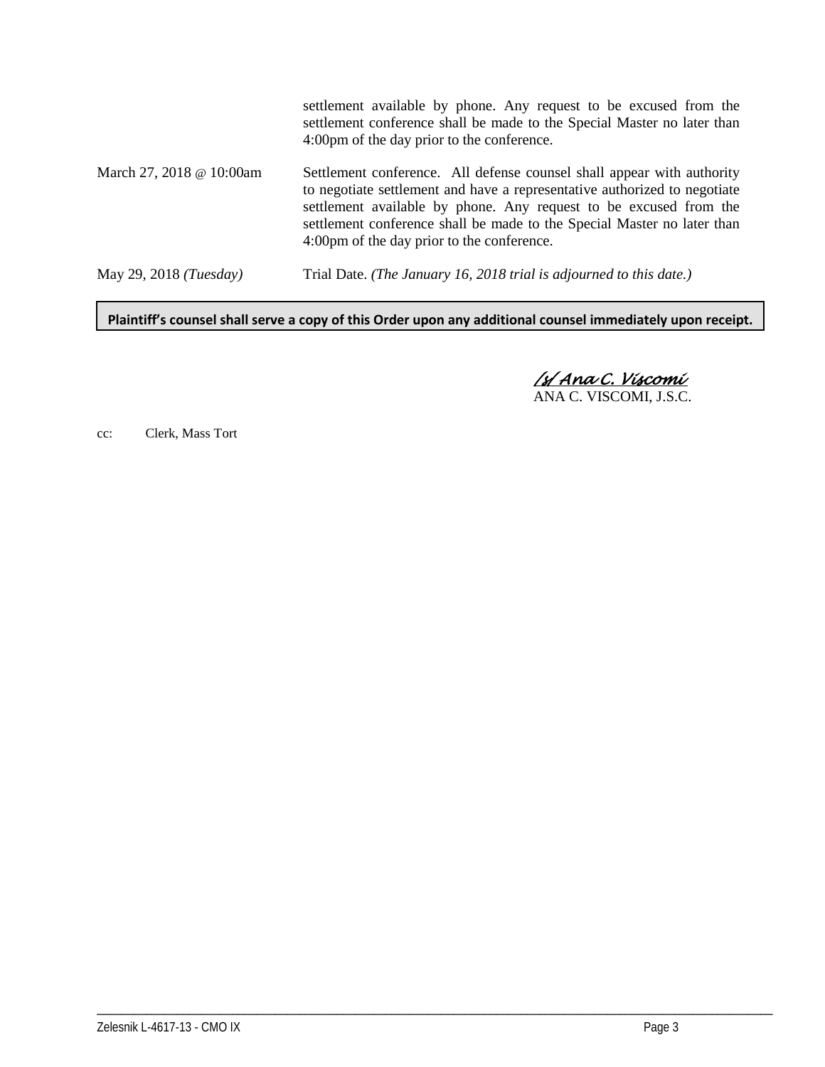| | |
|---|---|
| | settlement available by phone. Any request to be excused from the settlement conference shall be made to the Special Master no later than 4:00pm of the day prior to the conference. |
| March 27, 2018 @ 10:00am | Settlement conference. All defense counsel shall appear with authority to negotiate settlement and have a representative authorized to negotiate settlement available by phone. Any request to be excused from the settlement conference shall be made to the Special Master no later than 4:00pm of the day prior to the conference. |
| May 29, 2018 *(Tuesday)* | Trial Date. *(The January 16, 2018 trial is adjourned to this date.)* |

**Plaintiff's counsel shall serve a copy of this Order upon any additional counsel immediately upon receipt.**

*/s/ Ana C. Viscomi*
ANA C. VISCOMI, J.S.C.

cc: Clerk, Mass Tort